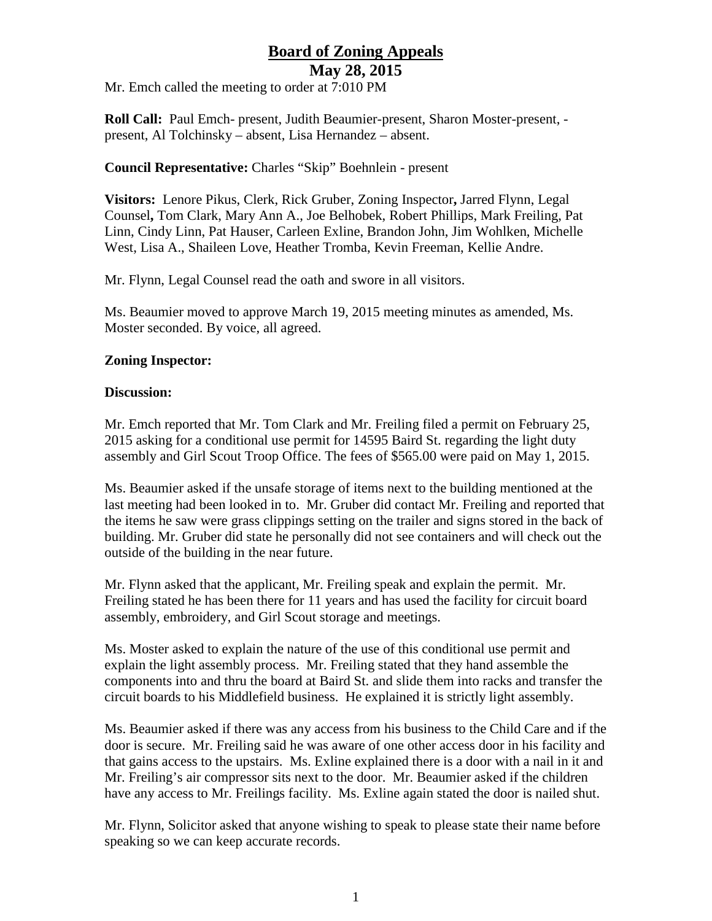# Board of Zoning Appeals

## May 28, 2015

Mr. Emch called the meeting to order at 7:010 PM

**Roll Call:** Paul Emch- present, Judith Beaumier-present, Sharon Moster-present, -present, Al Tolchinsky – absent, Lisa Hernandez – absent.

**Council Representative:** Charles "Skip" Boehnlein - present

**Visitors:** Lenore Pikus, Clerk, Rick Gruber, Zoning Inspector**,** Jarred Flynn, Legal Counsel**,** Tom Clark, Mary Ann A., Joe Belhobek, Robert Phillips, Mark Freiling, Pat Linn, Cindy Linn, Pat Hauser, Carleen Exline, Brandon John, Jim Wohlken, Michelle West, Lisa A., Shaileen Love, Heather Tromba, Kevin Freeman, Kellie Andre.

Mr. Flynn, Legal Counsel read the oath and swore in all visitors.

Ms. Beaumier moved to approve March 19, 2015 meeting minutes as amended, Ms. Moster seconded. By voice, all agreed.

**Zoning Inspector:**

**Discussion:**

Mr. Emch reported that Mr. Tom Clark and Mr. Freiling filed a permit on February 25, 2015 asking for a conditional use permit for 14595 Baird St. regarding the light duty assembly and Girl Scout Troop Office. The fees of $565.00 were paid on May 1, 2015.

Ms. Beaumier asked if the unsafe storage of items next to the building mentioned at the last meeting had been looked in to. Mr. Gruber did contact Mr. Freiling and reported that the items he saw were grass clippings setting on the trailer and signs stored in the back of building. Mr. Gruber did state he personally did not see containers and will check out the outside of the building in the near future.

Mr. Flynn asked that the applicant, Mr. Freiling speak and explain the permit. Mr. Freiling stated he has been there for 11 years and has used the facility for circuit board assembly, embroidery, and Girl Scout storage and meetings.

Ms. Moster asked to explain the nature of the use of this conditional use permit and explain the light assembly process. Mr. Freiling stated that they hand assemble the components into and thru the board at Baird St. and slide them into racks and transfer the circuit boards to his Middlefield business. He explained it is strictly light assembly.

Ms. Beaumier asked if there was any access from his business to the Child Care and if the door is secure. Mr. Freiling said he was aware of one other access door in his facility and that gains access to the upstairs. Ms. Exline explained there is a door with a nail in it and Mr. Freiling's air compressor sits next to the door. Mr. Beaumier asked if the children have any access to Mr. Freilings facility. Ms. Exline again stated the door is nailed shut.

Mr. Flynn, Solicitor asked that anyone wishing to speak to please state their name before speaking so we can keep accurate records.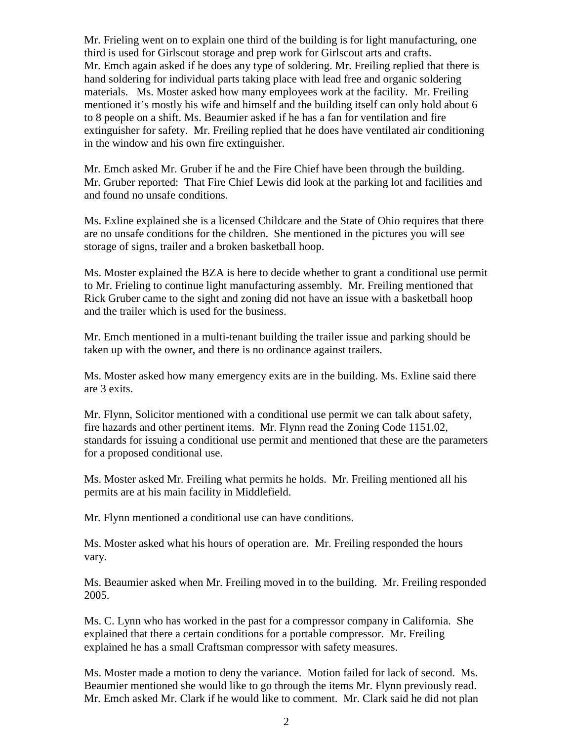Mr. Frieling went on to explain one third of the building is for light manufacturing, one third is used for Girlscout storage and prep work for Girlscout arts and crafts. Mr. Emch again asked if he does any type of soldering. Mr. Freiling replied that there is hand soldering for individual parts taking place with lead free and organic soldering materials. Ms. Moster asked how many employees work at the facility. Mr. Freiling mentioned it's mostly his wife and himself and the building itself can only hold about 6 to 8 people on a shift. Ms. Beaumier asked if he has a fan for ventilation and fire extinguisher for safety. Mr. Freiling replied that he does have ventilated air conditioning in the window and his own fire extinguisher.

Mr. Emch asked Mr. Gruber if he and the Fire Chief have been through the building. Mr. Gruber reported: That Fire Chief Lewis did look at the parking lot and facilities and and found no unsafe conditions.

Ms. Exline explained she is a licensed Childcare and the State of Ohio requires that there are no unsafe conditions for the children. She mentioned in the pictures you will see storage of signs, trailer and a broken basketball hoop.

Ms. Moster explained the BZA is here to decide whether to grant a conditional use permit to Mr. Frieling to continue light manufacturing assembly. Mr. Freiling mentioned that Rick Gruber came to the sight and zoning did not have an issue with a basketball hoop and the trailer which is used for the business.

Mr. Emch mentioned in a multi-tenant building the trailer issue and parking should be taken up with the owner, and there is no ordinance against trailers.

Ms. Moster asked how many emergency exits are in the building. Ms. Exline said there are 3 exits.

Mr. Flynn, Solicitor mentioned with a conditional use permit we can talk about safety, fire hazards and other pertinent items. Mr. Flynn read the Zoning Code 1151.02, standards for issuing a conditional use permit and mentioned that these are the parameters for a proposed conditional use.

Ms. Moster asked Mr. Freiling what permits he holds. Mr. Freiling mentioned all his permits are at his main facility in Middlefield.

Mr. Flynn mentioned a conditional use can have conditions.

Ms. Moster asked what his hours of operation are. Mr. Freiling responded the hours vary.

Ms. Beaumier asked when Mr. Freiling moved in to the building. Mr. Freiling responded 2005.

Ms. C. Lynn who has worked in the past for a compressor company in California. She explained that there a certain conditions for a portable compressor. Mr. Freiling explained he has a small Craftsman compressor with safety measures.

Ms. Moster made a motion to deny the variance. Motion failed for lack of second. Ms. Beaumier mentioned she would like to go through the items Mr. Flynn previously read. Mr. Emch asked Mr. Clark if he would like to comment. Mr. Clark said he did not plan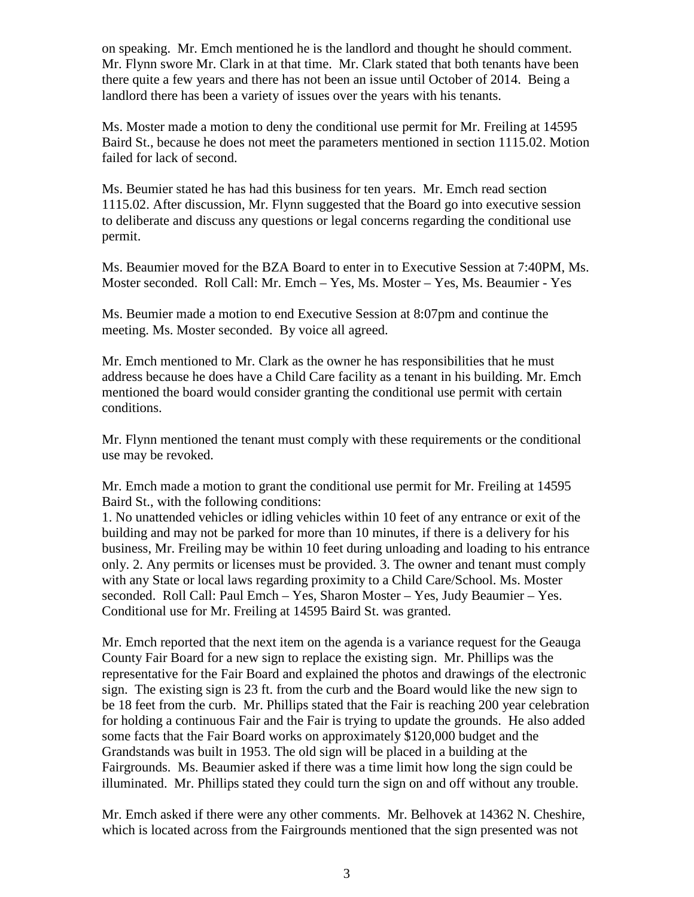on speaking. Mr. Emch mentioned he is the landlord and thought he should comment. Mr. Flynn swore Mr. Clark in at that time. Mr. Clark stated that both tenants have been there quite a few years and there has not been an issue until October of 2014. Being a landlord there has been a variety of issues over the years with his tenants.

Ms. Moster made a motion to deny the conditional use permit for Mr. Freiling at 14595 Baird St., because he does not meet the parameters mentioned in section 1115.02. Motion failed for lack of second.

Ms. Beumier stated he has had this business for ten years. Mr. Emch read section 1115.02. After discussion, Mr. Flynn suggested that the Board go into executive session to deliberate and discuss any questions or legal concerns regarding the conditional use permit.

Ms. Beaumier moved for the BZA Board to enter in to Executive Session at 7:40PM, Ms. Moster seconded. Roll Call: Mr. Emch – Yes, Ms. Moster – Yes, Ms. Beaumier - Yes

Ms. Beumier made a motion to end Executive Session at 8:07pm and continue the meeting. Ms. Moster seconded. By voice all agreed.

Mr. Emch mentioned to Mr. Clark as the owner he has responsibilities that he must address because he does have a Child Care facility as a tenant in his building. Mr. Emch mentioned the board would consider granting the conditional use permit with certain conditions.

Mr. Flynn mentioned the tenant must comply with these requirements or the conditional use may be revoked.

Mr. Emch made a motion to grant the conditional use permit for Mr. Freiling at 14595 Baird St., with the following conditions:
1. No unattended vehicles or idling vehicles within 10 feet of any entrance or exit of the building and may not be parked for more than 10 minutes, if there is a delivery for his business, Mr. Freiling may be within 10 feet during unloading and loading to his entrance only. 2. Any permits or licenses must be provided. 3. The owner and tenant must comply with any State or local laws regarding proximity to a Child Care/School. Ms. Moster seconded. Roll Call: Paul Emch – Yes, Sharon Moster – Yes, Judy Beaumier – Yes. Conditional use for Mr. Freiling at 14595 Baird St. was granted.

Mr. Emch reported that the next item on the agenda is a variance request for the Geauga County Fair Board for a new sign to replace the existing sign. Mr. Phillips was the representative for the Fair Board and explained the photos and drawings of the electronic sign. The existing sign is 23 ft. from the curb and the Board would like the new sign to be 18 feet from the curb. Mr. Phillips stated that the Fair is reaching 200 year celebration for holding a continuous Fair and the Fair is trying to update the grounds. He also added some facts that the Fair Board works on approximately \$120,000 budget and the Grandstands was built in 1953. The old sign will be placed in a building at the Fairgrounds. Ms. Beaumier asked if there was a time limit how long the sign could be illuminated. Mr. Phillips stated they could turn the sign on and off without any trouble.

Mr. Emch asked if there were any other comments. Mr. Belhovek at 14362 N. Cheshire, which is located across from the Fairgrounds mentioned that the sign presented was not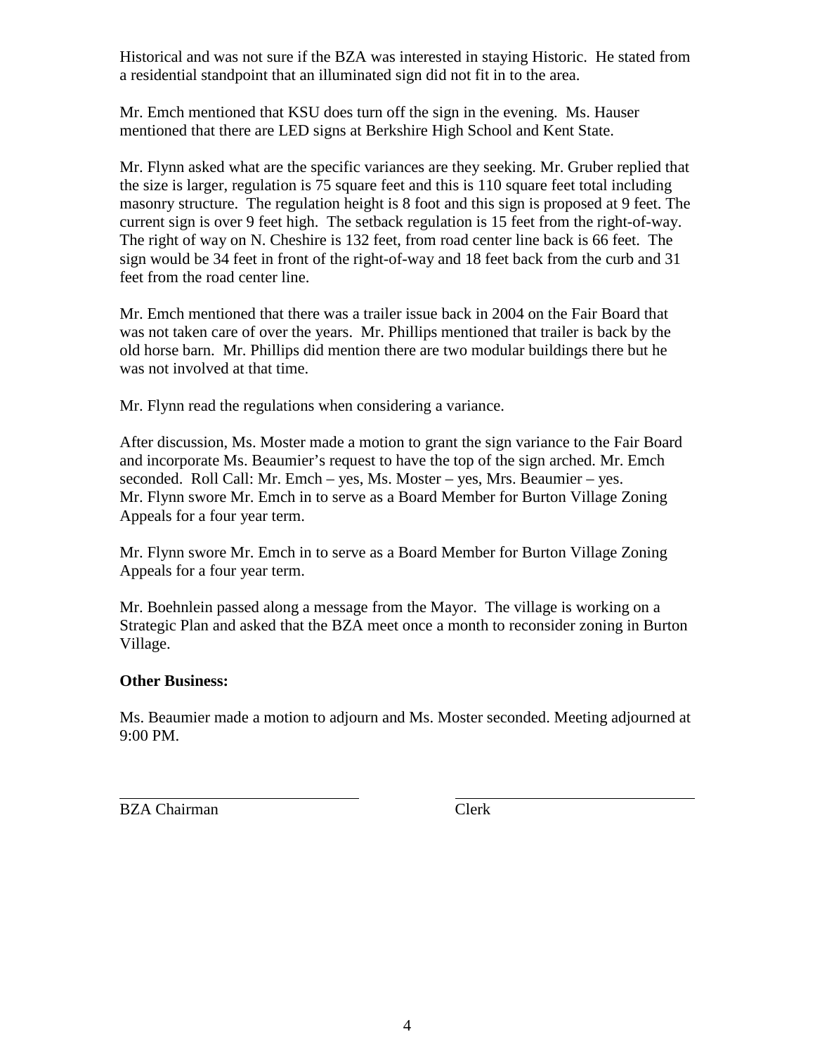Historical and was not sure if the BZA was interested in staying Historic. He stated from a residential standpoint that an illuminated sign did not fit in to the area.

Mr. Emch mentioned that KSU does turn off the sign in the evening. Ms. Hauser mentioned that there are LED signs at Berkshire High School and Kent State.

Mr. Flynn asked what are the specific variances are they seeking. Mr. Gruber replied that the size is larger, regulation is 75 square feet and this is 110 square feet total including masonry structure. The regulation height is 8 foot and this sign is proposed at 9 feet. The current sign is over 9 feet high. The setback regulation is 15 feet from the right-of-way. The right of way on N. Cheshire is 132 feet, from road center line back is 66 feet. The sign would be 34 feet in front of the right-of-way and 18 feet back from the curb and 31 feet from the road center line.

Mr. Emch mentioned that there was a trailer issue back in 2004 on the Fair Board that was not taken care of over the years. Mr. Phillips mentioned that trailer is back by the old horse barn. Mr. Phillips did mention there are two modular buildings there but he was not involved at that time.

Mr. Flynn read the regulations when considering a variance.

After discussion, Ms. Moster made a motion to grant the sign variance to the Fair Board and incorporate Ms. Beaumier's request to have the top of the sign arched. Mr. Emch seconded. Roll Call: Mr. Emch – yes, Ms. Moster – yes, Mrs. Beaumier – yes.
Mr. Flynn swore Mr. Emch in to serve as a Board Member for Burton Village Zoning Appeals for a four year term.

Mr. Flynn swore Mr. Emch in to serve as a Board Member for Burton Village Zoning Appeals for a four year term.

Mr. Boehnlein passed along a message from the Mayor. The village is working on a Strategic Plan and asked that the BZA meet once a month to reconsider zoning in Burton Village.

**Other Business:**

Ms. Beaumier made a motion to adjourn and Ms. Moster seconded. Meeting adjourned at 9:00 PM.

\_\_\_\_\_\_\_\_\_\_\_\_\_\_\_\_\_\_\_\_\_\_\_\_\_\_\_\_\_\_ \_\_\_\_\_\_\_\_\_\_\_\_\_\_\_\_\_\_\_\_\_\_\_\_\_\_\_\_\_\_

BZA Chairman Clerk